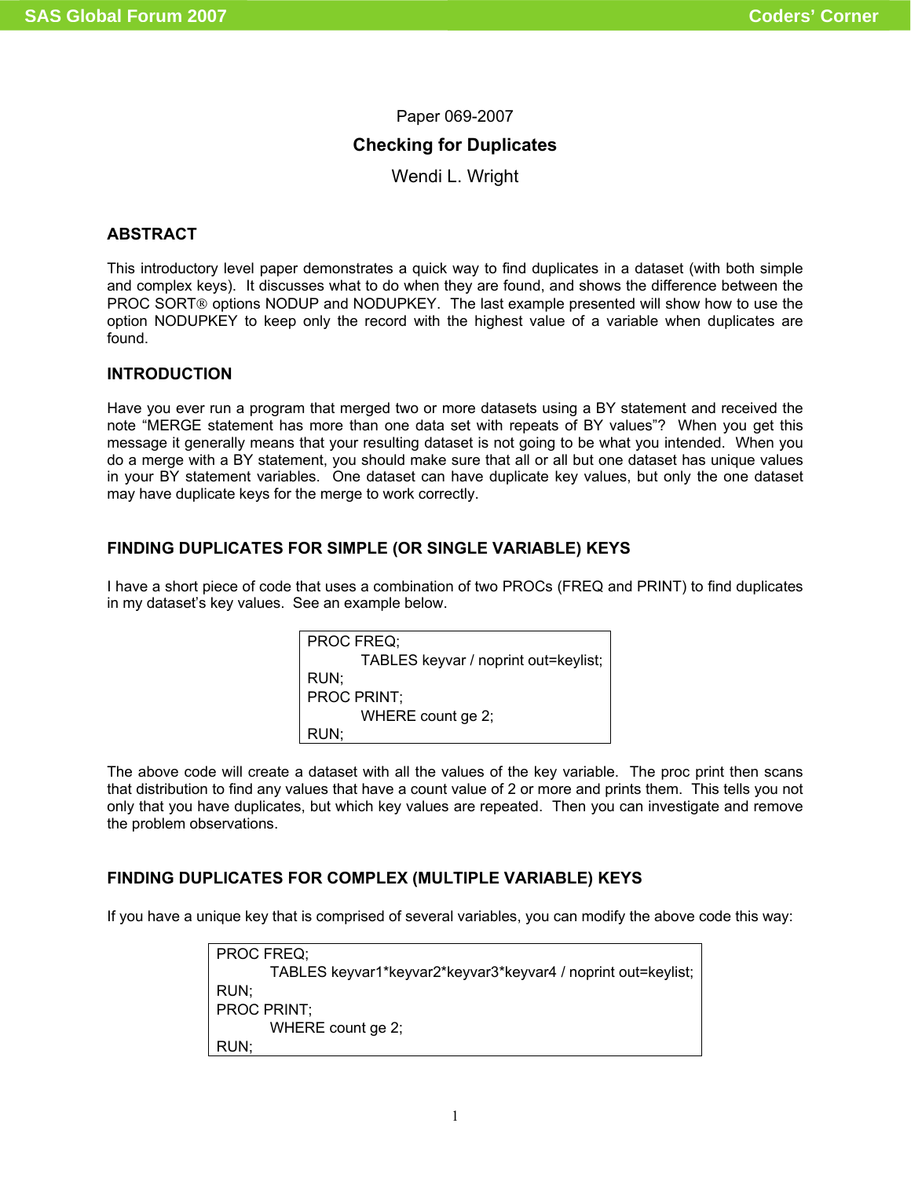Paper 069-2007

# Checking for Duplicates

Wendi L. Wright

## ABSTRACT

This introductory level paper demonstrates a quick way to find duplicates in a dataset (with both simple and complex keys). It discusses what to do when they are found, and shows the difference between the PROC SORT® options NODUP and NODUPKEY. The last example presented will show how to use the option NODUPKEY to keep only the record with the highest value of a variable when duplicates are found.

## INTRODUCTION

Have you ever run a program that merged two or more datasets using a BY statement and received the note "MERGE statement has more than one data set with repeats of BY values"? When you get this message it generally means that your resulting dataset is not going to be what you intended. When you do a merge with a BY statement, you should make sure that all or all but one dataset has unique values in your BY statement variables. One dataset can have duplicate key values, but only the one dataset may have duplicate keys for the merge to work correctly.

## FINDING DUPLICATES FOR SIMPLE (OR SINGLE VARIABLE) KEYS

I have a short piece of code that uses a combination of two PROCs (FREQ and PRINT) to find duplicates in my dataset's key values. See an example below.

```
PROC FREQ;
        TABLES keyvar / noprint out=keylist;
RUN;
PROC PRINT;
        WHERE count ge 2;
RUN;
```

The above code will create a dataset with all the values of the key variable. The proc print then scans that distribution to find any values that have a count value of 2 or more and prints them. This tells you not only that you have duplicates, but which key values are repeated. Then you can investigate and remove the problem observations.

## FINDING DUPLICATES FOR COMPLEX (MULTIPLE VARIABLE) KEYS

If you have a unique key that is comprised of several variables, you can modify the above code this way:

```
PROC FREQ;
        TABLES keyvar1*keyvar2*keyvar3*keyvar4 / noprint out=keylist;
RUN;
PROC PRINT;
        WHERE count ge 2;
RUN;
```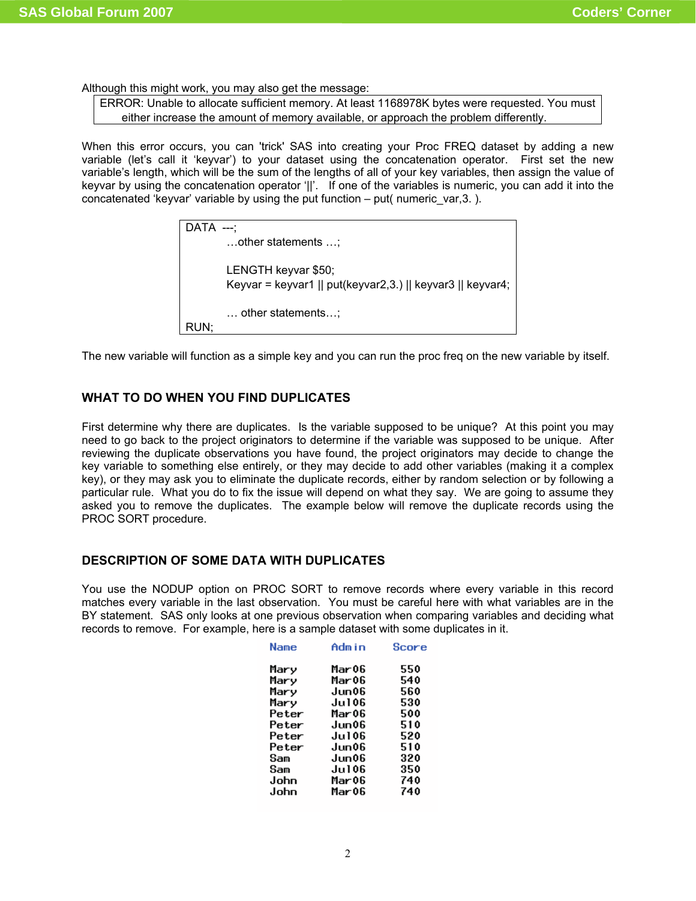Although this might work, you may also get the message:

```
ERROR: Unable to allocate sufficient memory. At least 1168978K bytes were requested. You must
       either increase the amount of memory available, or approach the problem differently.
```

When this error occurs, you can 'trick' SAS into creating your Proc FREQ dataset by adding a new variable (let's call it 'keyvar') to your dataset using the concatenation operator. First set the new variable's length, which will be the sum of the lengths of all of your key variables, then assign the value of keyvar by using the concatenation operator '||'. If one of the variables is numeric, you can add it into the concatenated 'keyvar' variable by using the put function – put( numeric_var,3. ).

```
DATA  ---;
        …other statements …;

        LENGTH keyvar $50;
        Keyvar = keyvar1 || put(keyvar2,3.) || keyvar3 || keyvar4;

        … other statements…;
RUN;
```

The new variable will function as a simple key and you can run the proc freq on the new variable by itself.

## WHAT TO DO WHEN YOU FIND DUPLICATES

First determine why there are duplicates. Is the variable supposed to be unique? At this point you may need to go back to the project originators to determine if the variable was supposed to be unique. After reviewing the duplicate observations you have found, the project originators may decide to change the key variable to something else entirely, or they may decide to add other variables (making it a complex key), or they may ask you to eliminate the duplicate records, either by random selection or by following a particular rule. What you do to fix the issue will depend on what they say. We are going to assume they asked you to remove the duplicates. The example below will remove the duplicate records using the PROC SORT procedure.

## DESCRIPTION OF SOME DATA WITH DUPLICATES

You use the NODUP option on PROC SORT to remove records where every variable in this record matches every variable in the last observation. You must be careful here with what variables are in the BY statement. SAS only looks at one previous observation when comparing variables and deciding what records to remove. For example, here is a sample dataset with some duplicates in it.

| Name | Admin | Score |
|---|---|---|
| Mary | Mar06 | 550 |
| Mary | Mar06 | 540 |
| Mary | Jun06 | 560 |
| Mary | Jul06 | 530 |
| Peter | Mar06 | 500 |
| Peter | Jun06 | 510 |
| Peter | Jul06 | 520 |
| Peter | Jun06 | 510 |
| Sam | Jun06 | 320 |
| Sam | Jul06 | 350 |
| John | Mar06 | 740 |
| John | Mar06 | 740 |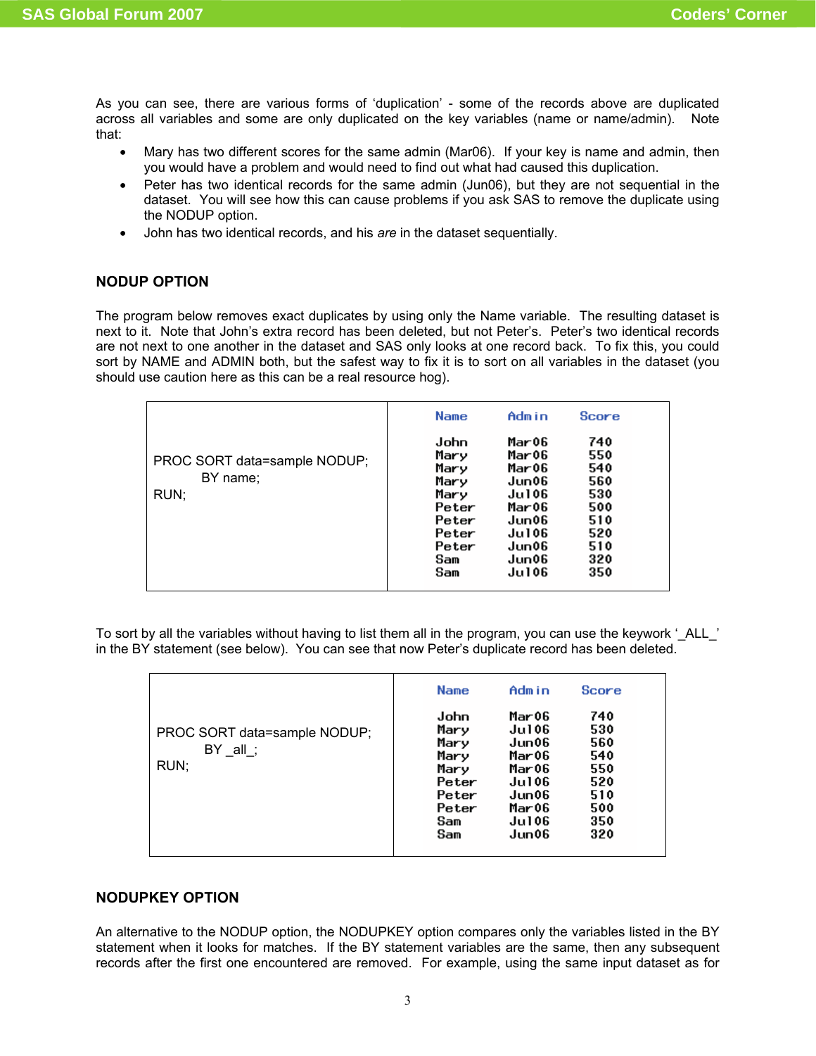As you can see, there are various forms of 'duplication' - some of the records above are duplicated across all variables and some are only duplicated on the key variables (name or name/admin). Note that:

- Mary has two different scores for the same admin (Mar06). If your key is name and admin, then you would have a problem and would need to find out what had caused this duplication.
- Peter has two identical records for the same admin (Jun06), but they are not sequential in the dataset. You will see how this can cause problems if you ask SAS to remove the duplicate using the NODUP option.
- John has two identical records, and his *are* in the dataset sequentially.

## NODUP OPTION

The program below removes exact duplicates by using only the Name variable. The resulting dataset is next to it. Note that John's extra record has been deleted, but not Peter's. Peter's two identical records are not next to one another in the dataset and SAS only looks at one record back. To fix this, you could sort by NAME and ADMIN both, but the safest way to fix it is to sort on all variables in the dataset (you should use caution here as this can be a real resource hog).

```
PROC SORT data=sample NODUP;
     BY name;
RUN;
```

| Name | Admin | Score |
|---|---|---|
| John | Mar06 | 740 |
| Mary | Mar06 | 550 |
| Mary | Mar06 | 540 |
| Mary | Jun06 | 560 |
| Mary | Jul06 | 530 |
| Peter | Mar06 | 500 |
| Peter | Jun06 | 510 |
| Peter | Jul06 | 520 |
| Peter | Jun06 | 510 |
| Sam | Jun06 | 320 |
| Sam | Jul06 | 350 |

To sort by all the variables without having to list them all in the program, you can use the keyword '_ALL_' in the BY statement (see below). You can see that now Peter's duplicate record has been deleted.

```
PROC SORT data=sample NODUP;
     BY _all_;
RUN;
```

| Name | Admin | Score |
|---|---|---|
| John | Mar06 | 740 |
| Mary | Jul06 | 530 |
| Mary | Jun06 | 560 |
| Mary | Mar06 | 540 |
| Mary | Mar06 | 550 |
| Peter | Jul06 | 520 |
| Peter | Jun06 | 510 |
| Peter | Mar06 | 500 |
| Sam | Jul06 | 350 |
| Sam | Jun06 | 320 |

## NODUPKEY OPTION

An alternative to the NODUP option, the NODUPKEY option compares only the variables listed in the BY statement when it looks for matches. If the BY statement variables are the same, then any subsequent records after the first one encountered are removed. For example, using the same input dataset as for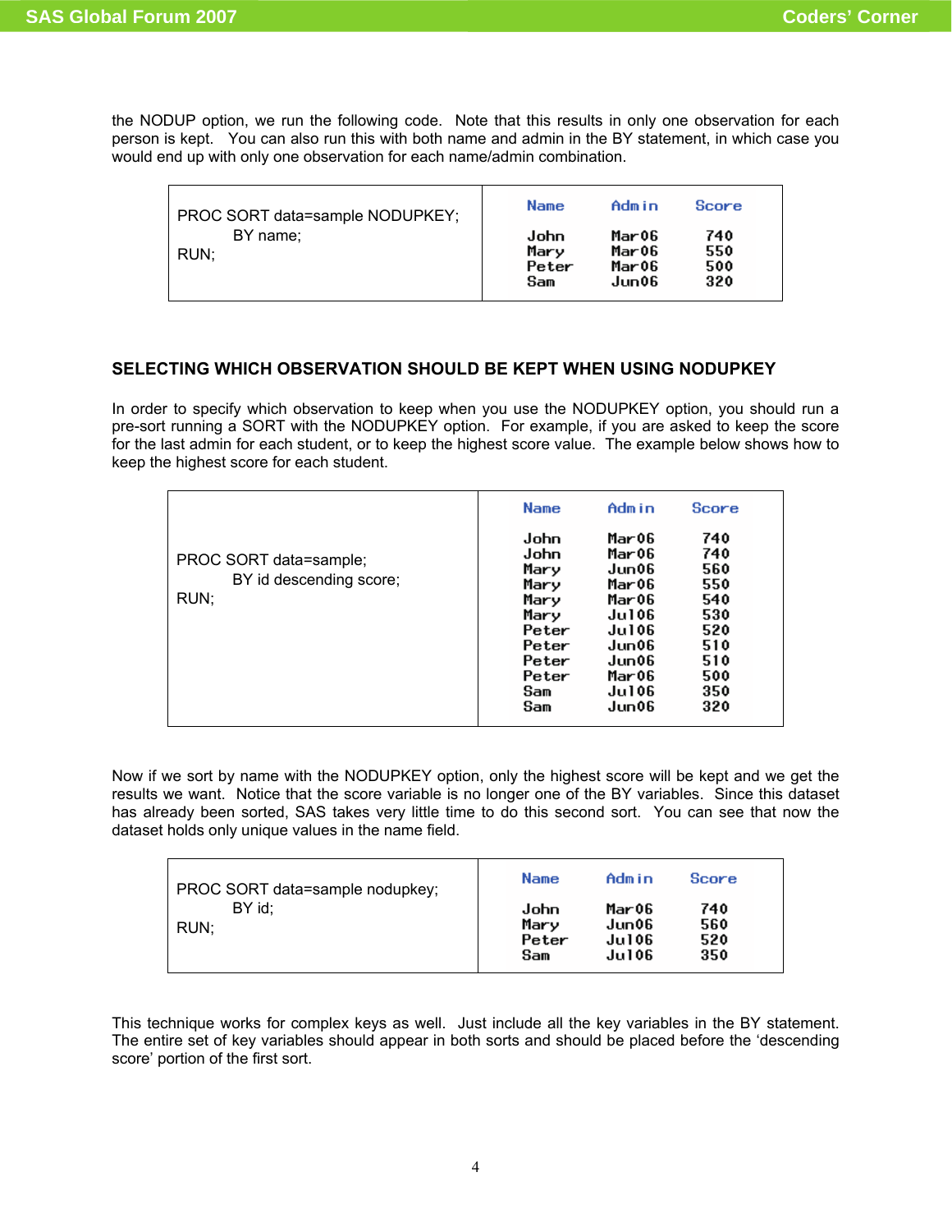the NODUP option, we run the following code.  Note that this results in only one observation for each person is kept.   You can also run this with both name and admin in the BY statement, in which case you would end up with only one observation for each name/admin combination.

```
PROC SORT data=sample NODUPKEY;
        BY name;
RUN;
```

| Name | Admin | Score |
|---|---|---|
| John | Mar06 | 740 |
| Mary | Mar06 | 550 |
| Peter | Mar06 | 500 |
| Sam | Jun06 | 320 |

## SELECTING WHICH OBSERVATION SHOULD BE KEPT WHEN USING NODUPKEY

In order to specify which observation to keep when you use the NODUPKEY option, you should run a pre-sort running a SORT with the NODUPKEY option.  For example, if you are asked to keep the score for the last admin for each student, or to keep the highest score value.  The example below shows how to keep the highest score for each student.

```
PROC SORT data=sample;
        BY id descending score;
RUN;
```

| Name | Admin | Score |
|---|---|---|
| John | Mar06 | 740 |
| John | Mar06 | 740 |
| Mary | Jun06 | 560 |
| Mary | Mar06 | 550 |
| Mary | Mar06 | 540 |
| Mary | Jul06 | 530 |
| Peter | Jul06 | 520 |
| Peter | Jun06 | 510 |
| Peter | Jun06 | 510 |
| Peter | Mar06 | 500 |
| Sam | Jul06 | 350 |
| Sam | Jun06 | 320 |

Now if we sort by name with the NODUPKEY option, only the highest score will be kept and we get the results we want.  Notice that the score variable is no longer one of the BY variables.  Since this dataset has already been sorted, SAS takes very little time to do this second sort.  You can see that now the dataset holds only unique values in the name field.

```
PROC SORT data=sample nodupkey;
        BY id;
RUN;
```

| Name | Admin | Score |
|---|---|---|
| John | Mar06 | 740 |
| Mary | Jun06 | 560 |
| Peter | Jul06 | 520 |
| Sam | Jul06 | 350 |

This technique works for complex keys as well.  Just include all the key variables in the BY statement. The entire set of key variables should appear in both sorts and should be placed before the 'descending score' portion of the first sort.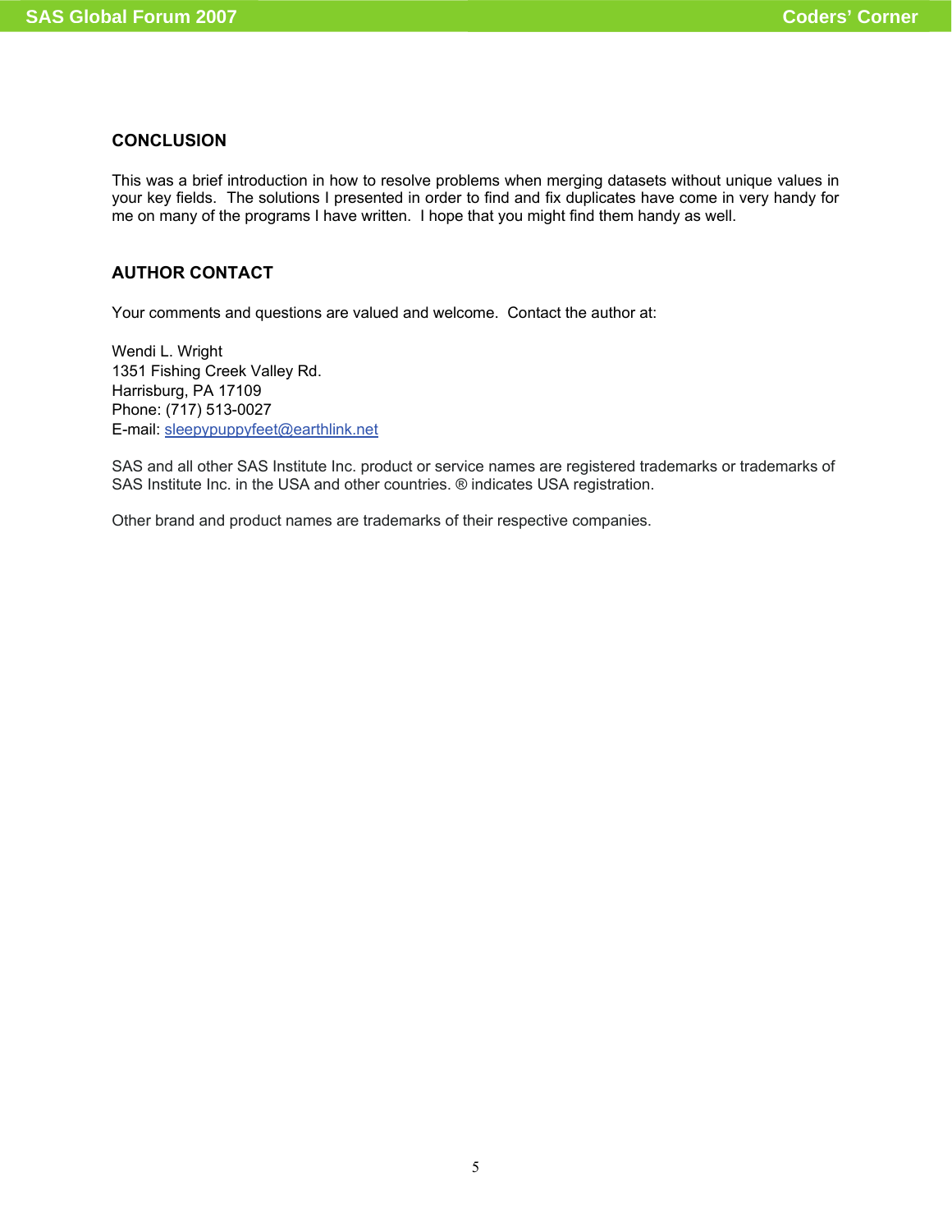## CONCLUSION

This was a brief introduction in how to resolve problems when merging datasets without unique values in your key fields. The solutions I presented in order to find and fix duplicates have come in very handy for me on many of the programs I have written. I hope that you might find them handy as well.

## AUTHOR CONTACT

Your comments and questions are valued and welcome. Contact the author at:

Wendi L. Wright
1351 Fishing Creek Valley Rd.
Harrisburg, PA 17109
Phone: (717) 513-0027
E-mail: sleepypuppyfeet@earthlink.net

SAS and all other SAS Institute Inc. product or service names are registered trademarks or trademarks of SAS Institute Inc. in the USA and other countries. ® indicates USA registration.

Other brand and product names are trademarks of their respective companies.